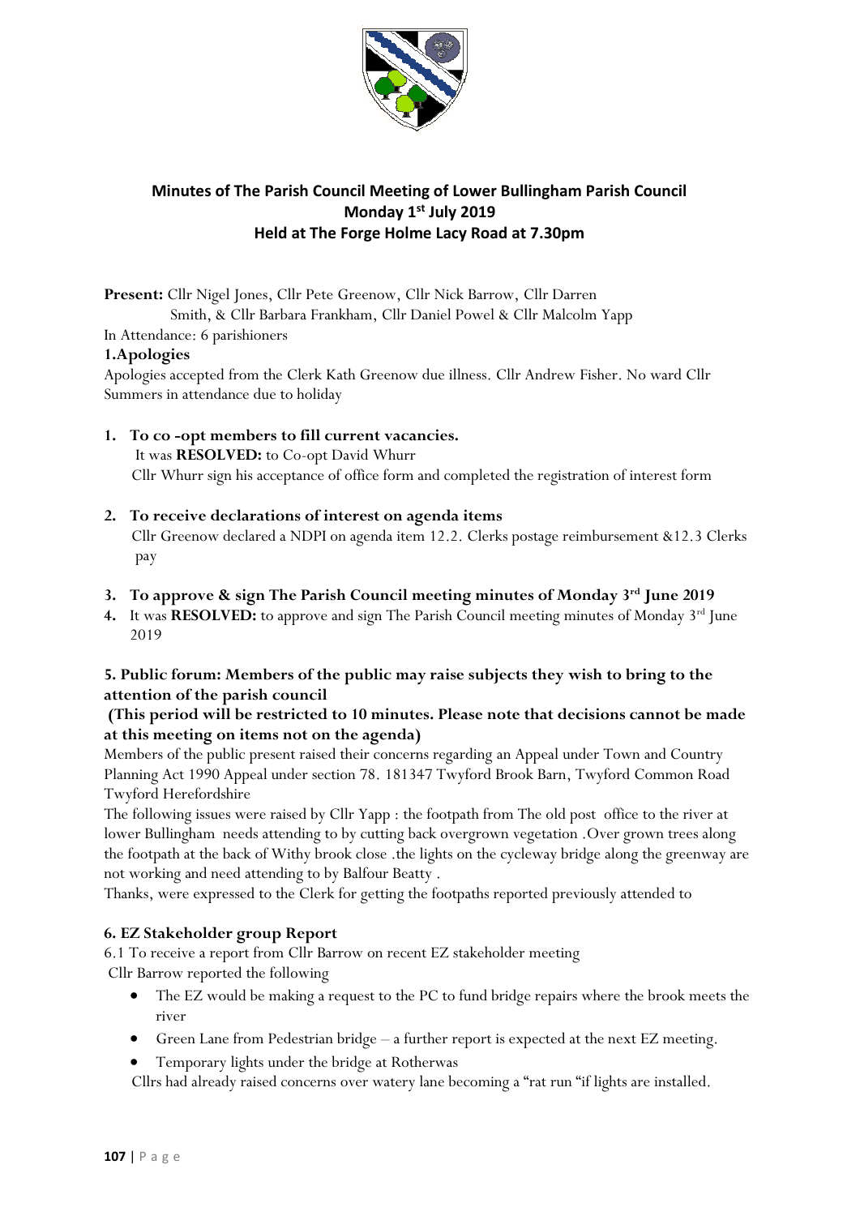## Minutes of The Parish Council Meeting of Lower Bullingham Parish Council
## Monday 1st July 2019
## Held at The Forge Holme Lacy Road at 7.30pm

**Present:** Cllr Nigel Jones, Cllr Pete Greenow, Cllr Nick Barrow, Cllr Darren Smith, & Cllr Barbara Frankham, Cllr Daniel Powel & Cllr Malcolm Yapp

In Attendance: 6 parishioners

**1.Apologies**

Apologies accepted from the Clerk Kath Greenow due illness. Cllr Andrew Fisher. No ward Cllr Summers in attendance due to holiday

1. **To co -opt members to fill current vacancies.**
   It was **RESOLVED:** to Co-opt David Whurr
   Cllr Whurr sign his acceptance of office form and completed the registration of interest form

2. **To receive declarations of interest on agenda items**
   Cllr Greenow declared a NDPI on agenda item 12.2. Clerks postage reimbursement &12.3 Clerks pay

3. **To approve & sign The Parish Council meeting minutes of Monday 3rd June 2019**
4. It was **RESOLVED:** to approve and sign The Parish Council meeting minutes of Monday 3rd June 2019

**5. Public forum: Members of the public may raise subjects they wish to bring to the attention of the parish council**

**(This period will be restricted to 10 minutes. Please note that decisions cannot be made at this meeting on items not on the agenda)**

Members of the public present raised their concerns regarding an Appeal under Town and Country Planning Act 1990 Appeal under section 78. 181347 Twyford Brook Barn, Twyford Common Road Twyford Herefordshire

The following issues were raised by Cllr Yapp : the footpath from The old post office to the river at lower Bullingham needs attending to by cutting back overgrown vegetation .Over grown trees along the footpath at the back of Withy brook close .the lights on the cycleway bridge along the greenway are not working and need attending to by Balfour Beatty .

Thanks, were expressed to the Clerk for getting the footpaths reported previously attended to

**6. EZ Stakeholder group Report**

6.1 To receive a report from Cllr Barrow on recent EZ stakeholder meeting

Cllr Barrow reported the following

- The EZ would be making a request to the PC to fund bridge repairs where the brook meets the river
- Green Lane from Pedestrian bridge – a further report is expected at the next EZ meeting.
- Temporary lights under the bridge at Rotherwas

Cllrs had already raised concerns over watery lane becoming a "rat run "if lights are installed.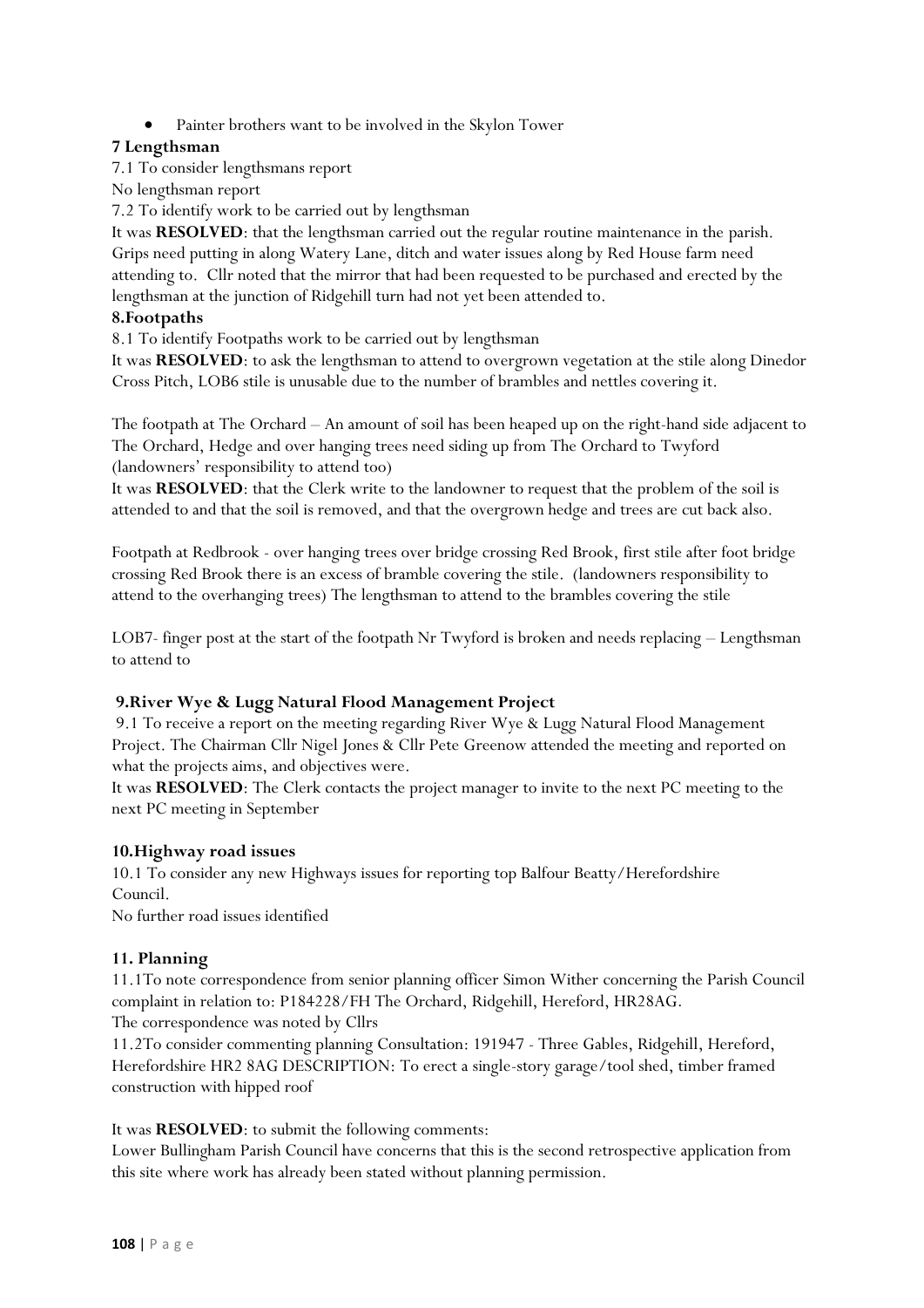- Painter brothers want to be involved in the Skylon Tower

**7 Lengthsman**

7.1 To consider lengthsmans report

No lengthsman report

7.2 To identify work to be carried out by lengthsman

It was **RESOLVED**: that the lengthsman carried out the regular routine maintenance in the parish. Grips need putting in along Watery Lane, ditch and water issues along by Red House farm need attending to. Cllr noted that the mirror that had been requested to be purchased and erected by the lengthsman at the junction of Ridgehill turn had not yet been attended to.

**8.Footpaths**

8.1 To identify Footpaths work to be carried out by lengthsman

It was **RESOLVED**: to ask the lengthsman to attend to overgrown vegetation at the stile along Dinedor Cross Pitch, LOB6 stile is unusable due to the number of brambles and nettles covering it.

The footpath at The Orchard – An amount of soil has been heaped up on the right-hand side adjacent to The Orchard, Hedge and over hanging trees need siding up from The Orchard to Twyford (landowners' responsibility to attend too)

It was **RESOLVED**: that the Clerk write to the landowner to request that the problem of the soil is attended to and that the soil is removed, and that the overgrown hedge and trees are cut back also.

Footpath at Redbrook - over hanging trees over bridge crossing Red Brook, first stile after foot bridge crossing Red Brook there is an excess of bramble covering the stile. (landowners responsibility to attend to the overhanging trees) The lengthsman to attend to the brambles covering the stile

LOB7- finger post at the start of the footpath Nr Twyford is broken and needs replacing – Lengthsman to attend to

**9.River Wye & Lugg Natural Flood Management Project**

9.1 To receive a report on the meeting regarding River Wye & Lugg Natural Flood Management Project. The Chairman Cllr Nigel Jones & Cllr Pete Greenow attended the meeting and reported on what the projects aims, and objectives were.

It was **RESOLVED**: The Clerk contacts the project manager to invite to the next PC meeting to the next PC meeting in September

**10.Highway road issues**

10.1 To consider any new Highways issues for reporting top Balfour Beatty/Herefordshire Council.

No further road issues identified

**11. Planning**

11.1To note correspondence from senior planning officer Simon Wither concerning the Parish Council complaint in relation to: P184228/FH The Orchard, Ridgehill, Hereford, HR28AG.

The correspondence was noted by Cllrs

11.2To consider commenting planning Consultation: 191947 - Three Gables, Ridgehill, Hereford, Herefordshire HR2 8AG DESCRIPTION: To erect a single-story garage/tool shed, timber framed construction with hipped roof

It was **RESOLVED**: to submit the following comments:

Lower Bullingham Parish Council have concerns that this is the second retrospective application from this site where work has already been stated without planning permission.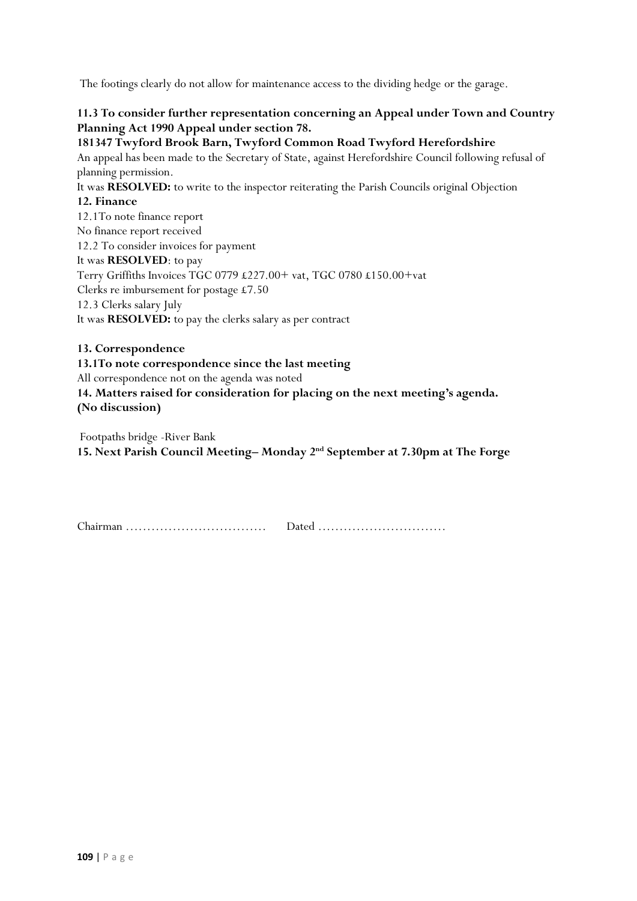The footings clearly do not allow for maintenance access to the dividing hedge or the garage.

**11.3 To consider further representation concerning an Appeal under Town and Country Planning Act 1990 Appeal under section 78.**

**181347 Twyford Brook Barn, Twyford Common Road Twyford Herefordshire**

An appeal has been made to the Secretary of State, against Herefordshire Council following refusal of planning permission.

It was **RESOLVED:** to write to the inspector reiterating the Parish Councils original Objection

**12. Finance**

12.1To note finance report

No finance report received

12.2 To consider invoices for payment

It was **RESOLVED**: to pay

Terry Griffiths Invoices TGC 0779 £227.00+ vat, TGC 0780 £150.00+vat

Clerks re imbursement for postage £7.50

12.3 Clerks salary July

It was **RESOLVED:** to pay the clerks salary as per contract

**13. Correspondence**

**13.1To note correspondence since the last meeting**

All correspondence not on the agenda was noted

**14. Matters raised for consideration for placing on the next meeting's agenda. (No discussion)**

Footpaths bridge -River Bank

**15. Next Parish Council Meeting– Monday 2nd September at 7.30pm at The Forge**

Chairman ……………………………  Dated …………………………